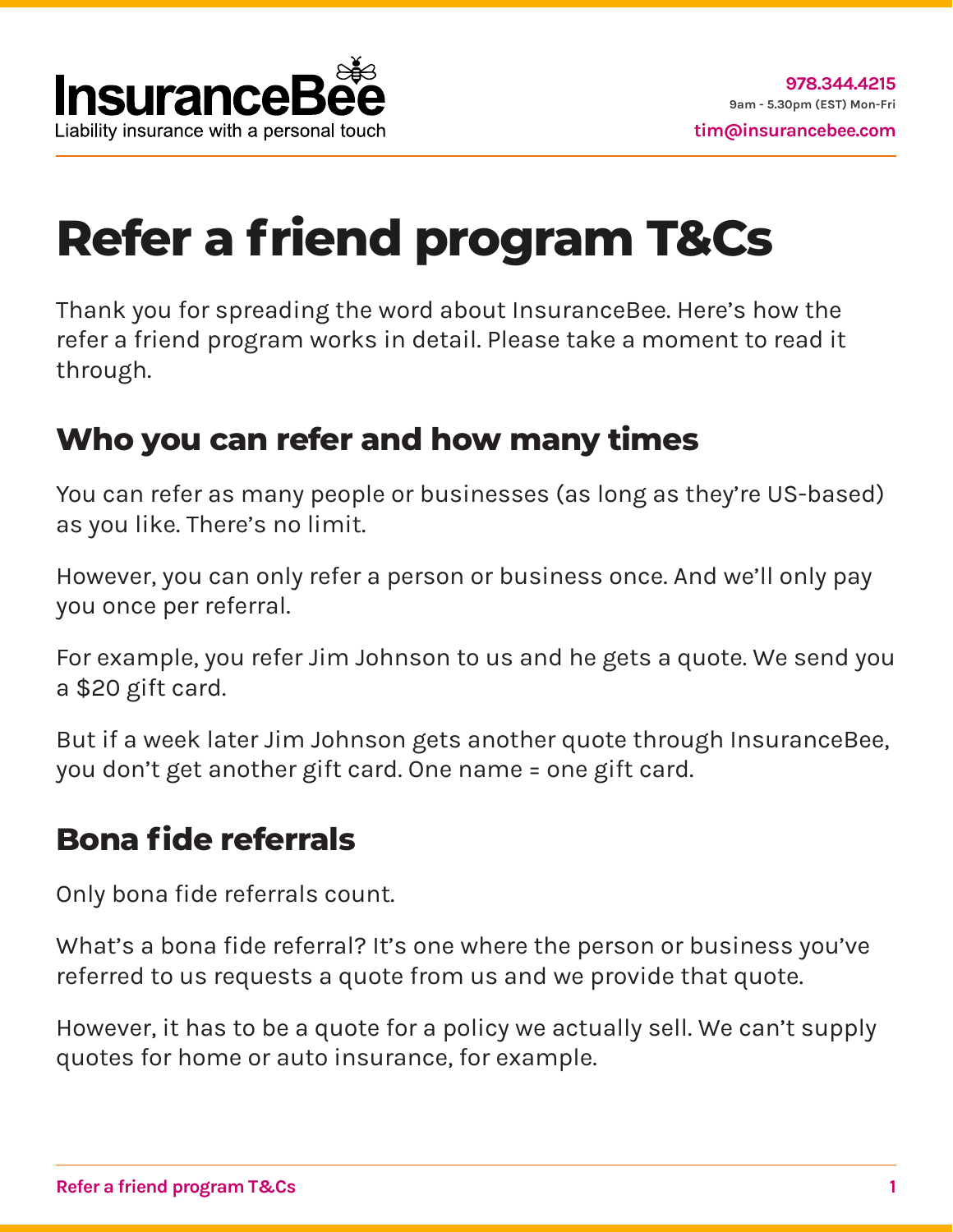InsuranceBee
Liability insurance with a personal touch

978.344.4215
9am - 5.30pm (EST) Mon-Fri
tim@insurancebee.com

# Refer a friend program T&Cs

Thank you for spreading the word about InsuranceBee. Here's how the refer a friend program works in detail. Please take a moment to read it through.

## Who you can refer and how many times

You can refer as many people or businesses (as long as they're US-based) as you like. There's no limit.

However, you can only refer a person or business once. And we'll only pay you once per referral.

For example, you refer Jim Johnson to us and he gets a quote. We send you a $20 gift card.

But if a week later Jim Johnson gets another quote through InsuranceBee, you don't get another gift card. One name = one gift card.

## Bona fide referrals

Only bona fide referrals count.

What's a bona fide referral? It's one where the person or business you've referred to us requests a quote from us and we provide that quote.

However, it has to be a quote for a policy we actually sell. We can't supply quotes for home or auto insurance, for example.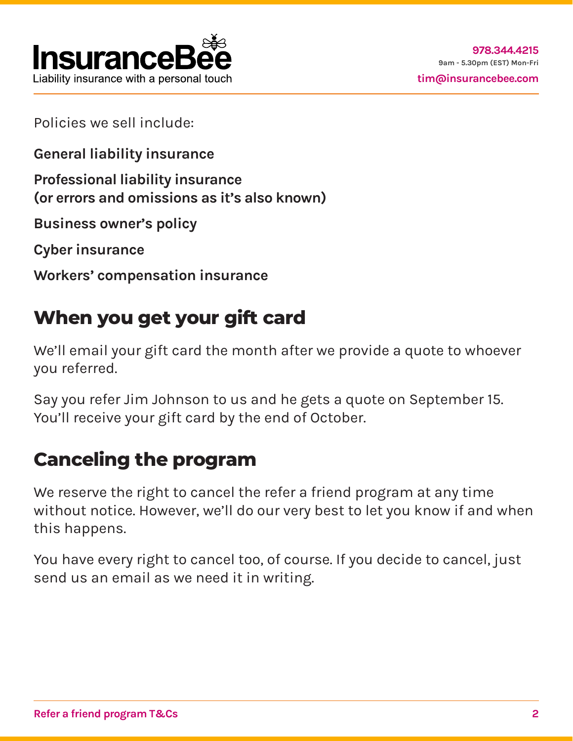Policies we sell include:

**General liability insurance**

**Professional liability insurance**
**(or errors and omissions as it's also known)**

**Business owner's policy**

**Cyber insurance**

**Workers' compensation insurance**

## When you get your gift card

We'll email your gift card the month after we provide a quote to whoever you referred.

Say you refer Jim Johnson to us and he gets a quote on September 15. You'll receive your gift card by the end of October.

## Canceling the program

We reserve the right to cancel the refer a friend program at any time without notice. However, we'll do our very best to let you know if and when this happens.

You have every right to cancel too, of course. If you decide to cancel, just send us an email as we need it in writing.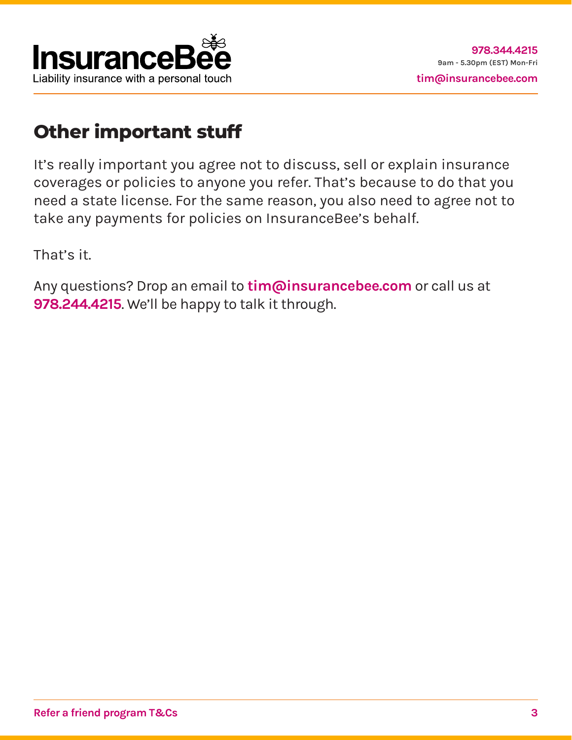## Other important stuff

It's really important you agree not to discuss, sell or explain insurance coverages or policies to anyone you refer. That's because to do that you need a state license. For the same reason, you also need to agree not to take any payments for policies on InsuranceBee's behalf.

That's it.

Any questions? Drop an email to **tim@insurancebee.com** or call us at **978.244.4215**. We'll be happy to talk it through.